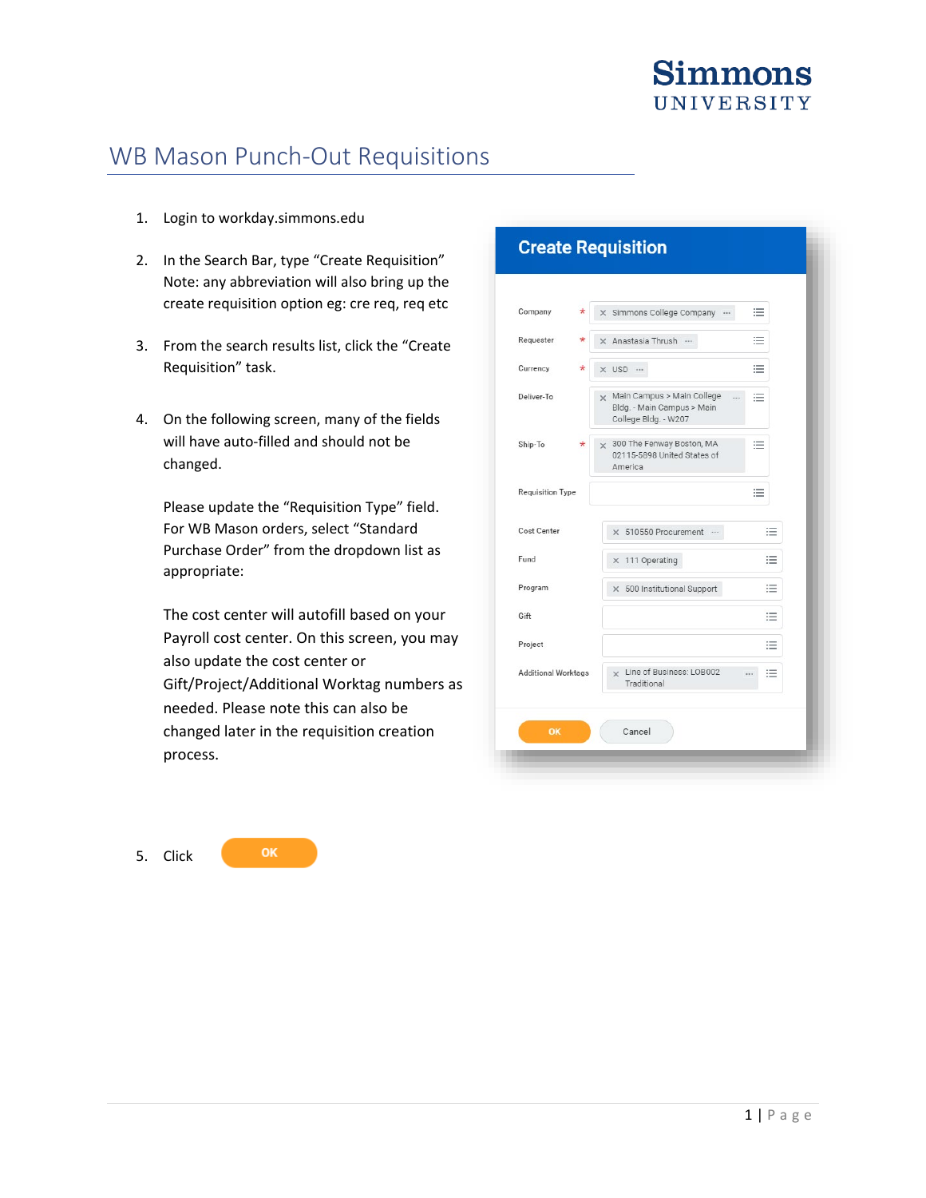# WB Mason Punch-Out Requisitions

1. Login to workday.simmons.edu

2. In the Search Bar, type "Create Requisition"
   Note: any abbreviation will also bring up the create requisition option eg: cre req, req etc

3. From the search results list, click the "Create Requisition" task.

4. On the following screen, many of the fields will have auto-filled and should not be changed.

   Please update the "Requisition Type" field. For WB Mason orders, select "Standard Purchase Order" from the dropdown list as appropriate:

   The cost center will autofill based on your Payroll cost center. On this screen, you may also update the cost center or Gift/Project/Additional Worktag numbers as needed. Please note this can also be changed later in the requisition creation process.

5. Click OK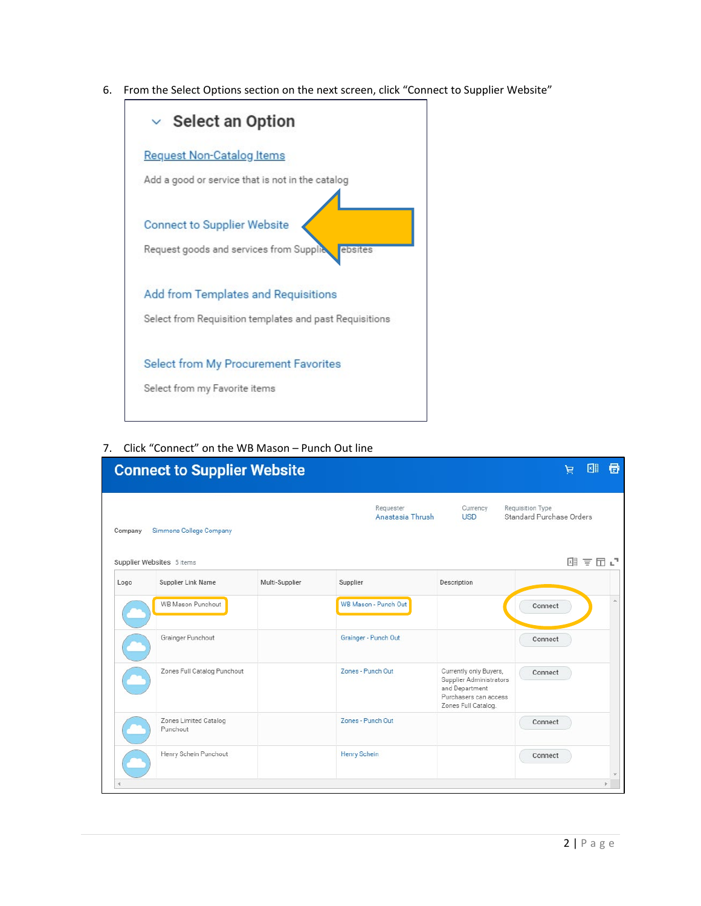6. From the Select Options section on the next screen, click “Connect to Supplier Website”

## Select an Option

Request Non-Catalog Items

Add a good or service that is not in the catalog

Connect to Supplier Website

Request goods and services from Supplier Websites

Add from Templates and Requisitions

Select from Requisition templates and past Requisitions

Select from My Procurement Favorites

Select from my Favorite items

7. Click “Connect” on the WB Mason – Punch Out line

## Connect to Supplier Website

Requester: Anastasia Thrush
Currency: USD
Requisition Type: Standard Purchase Orders

Company: Simmons College Company

Supplier Websites 5 items

| Logo | Supplier Link Name | Multi-Supplier | Supplier | Description | |
|---|---|---|---|---|---|
| | WB Mason Punchout | | WB Mason - Punch Out | | Connect |
| | Grainger Punchout | | Grainger - Punch Out | | Connect |
| | Zones Full Catalog Punchout | | Zones - Punch Out | Currently only Buyers, Supplier Administrators and Department Purchasers can access Zones Full Catalog. | Connect |
| | Zones Limited Catalog Punchout | | Zones - Punch Out | | Connect |
| | Henry Schein Punchout | | Henry Schein | | Connect |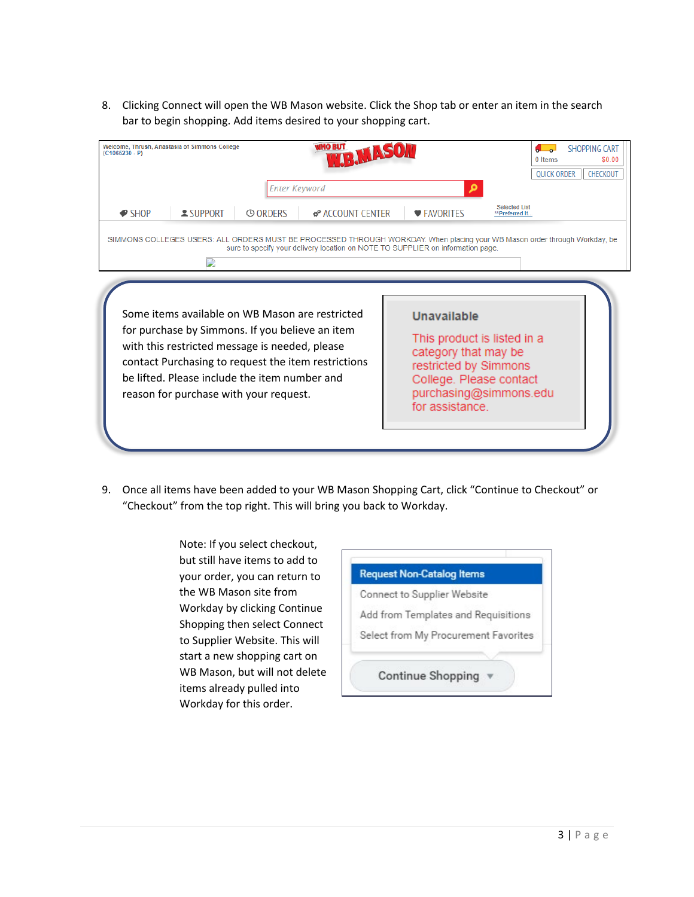8. Clicking Connect will open the WB Mason website. Click the Shop tab or enter an item in the search bar to begin shopping. Add items desired to your shopping cart.

Some items available on WB Mason are restricted for purchase by Simmons. If you believe an item with this restricted message is needed, please contact Purchasing to request the item restrictions be lifted. Please include the item number and reason for purchase with your request.

9. Once all items have been added to your WB Mason Shopping Cart, click "Continue to Checkout" or "Checkout" from the top right. This will bring you back to Workday.

Note: If you select checkout, but still have items to add to your order, you can return to the WB Mason site from Workday by clicking Continue Shopping then select Connect to Supplier Website. This will start a new shopping cart on WB Mason, but will not delete items already pulled into Workday for this order.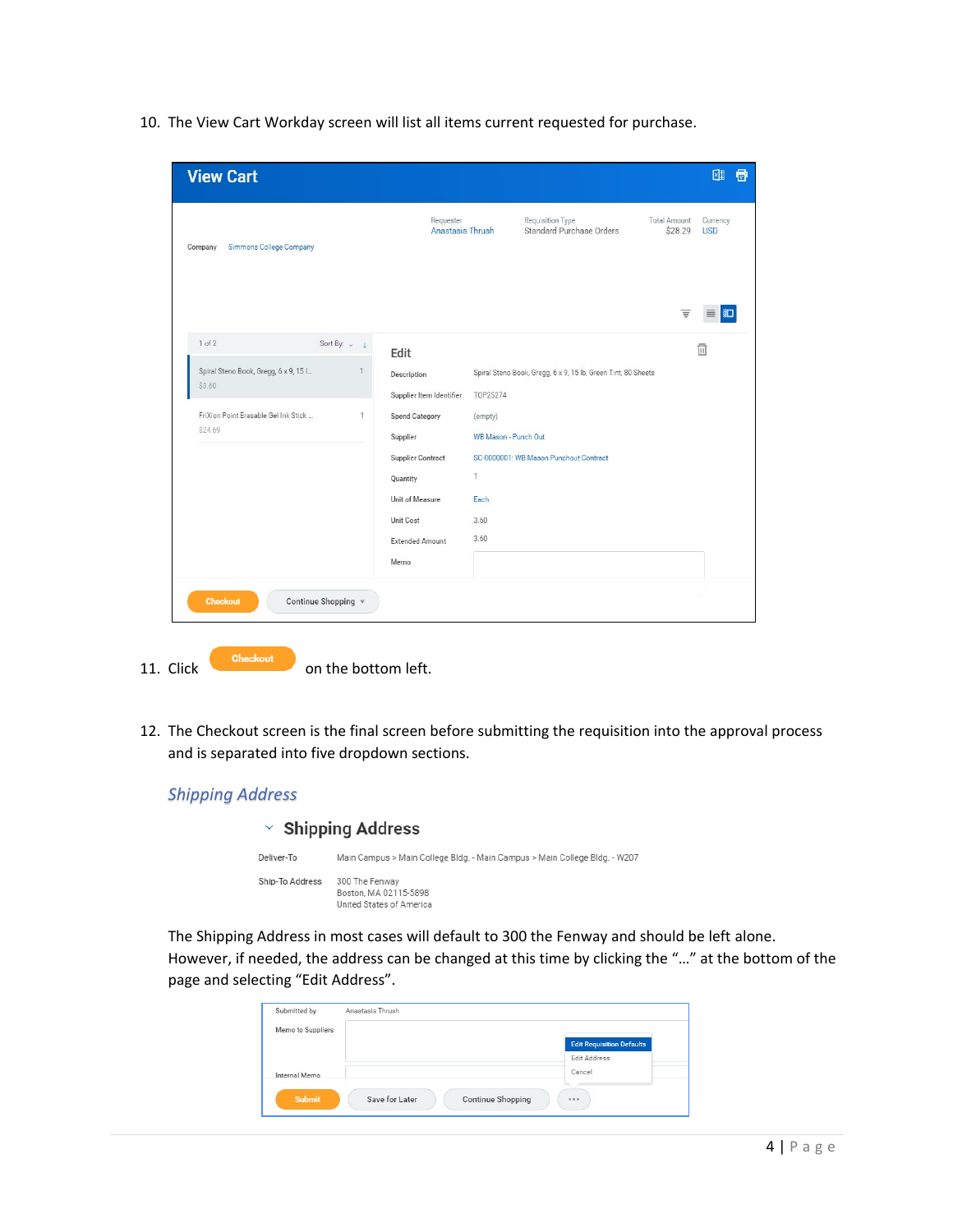10. The View Cart Workday screen will list all items current requested for purchase.

11. Click Checkout on the bottom left.

12. The Checkout screen is the final screen before submitting the requisition into the approval process and is separated into five dropdown sections.

### *Shipping Address*

The Shipping Address in most cases will default to 300 the Fenway and should be left alone. However, if needed, the address can be changed at this time by clicking the "…" at the bottom of the page and selecting "Edit Address".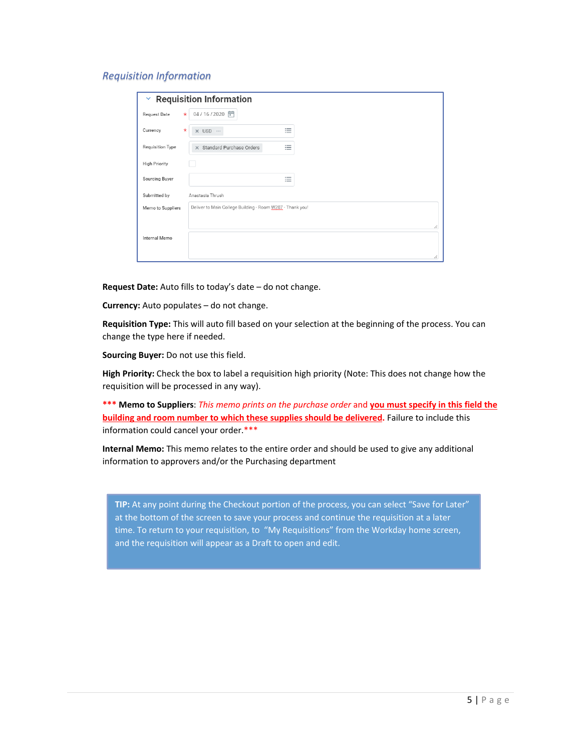## *Requisition Information*

**Request Date:** Auto fills to today's date – do not change.

**Currency:** Auto populates – do not change.

**Requisition Type:** This will auto fill based on your selection at the beginning of the process. You can change the type here if needed.

**Sourcing Buyer:** Do not use this field.

**High Priority:** Check the box to label a requisition high priority (Note: This does not change how the requisition will be processed in any way).

**\*\*\* Memo to Suppliers**: *This memo prints on the purchase order* and **<u>you must specify in this field the building and room number to which these supplies should be delivered</u>.** Failure to include this information could cancel your order.\*\*\*

**Internal Memo:** This memo relates to the entire order and should be used to give any additional information to approvers and/or the Purchasing department

> **TIP:** At any point during the Checkout portion of the process, you can select "Save for Later" at the bottom of the screen to save your process and continue the requisition at a later time. To return to your requisition, to "My Requisitions" from the Workday home screen, and the requisition will appear as a Draft to open and edit.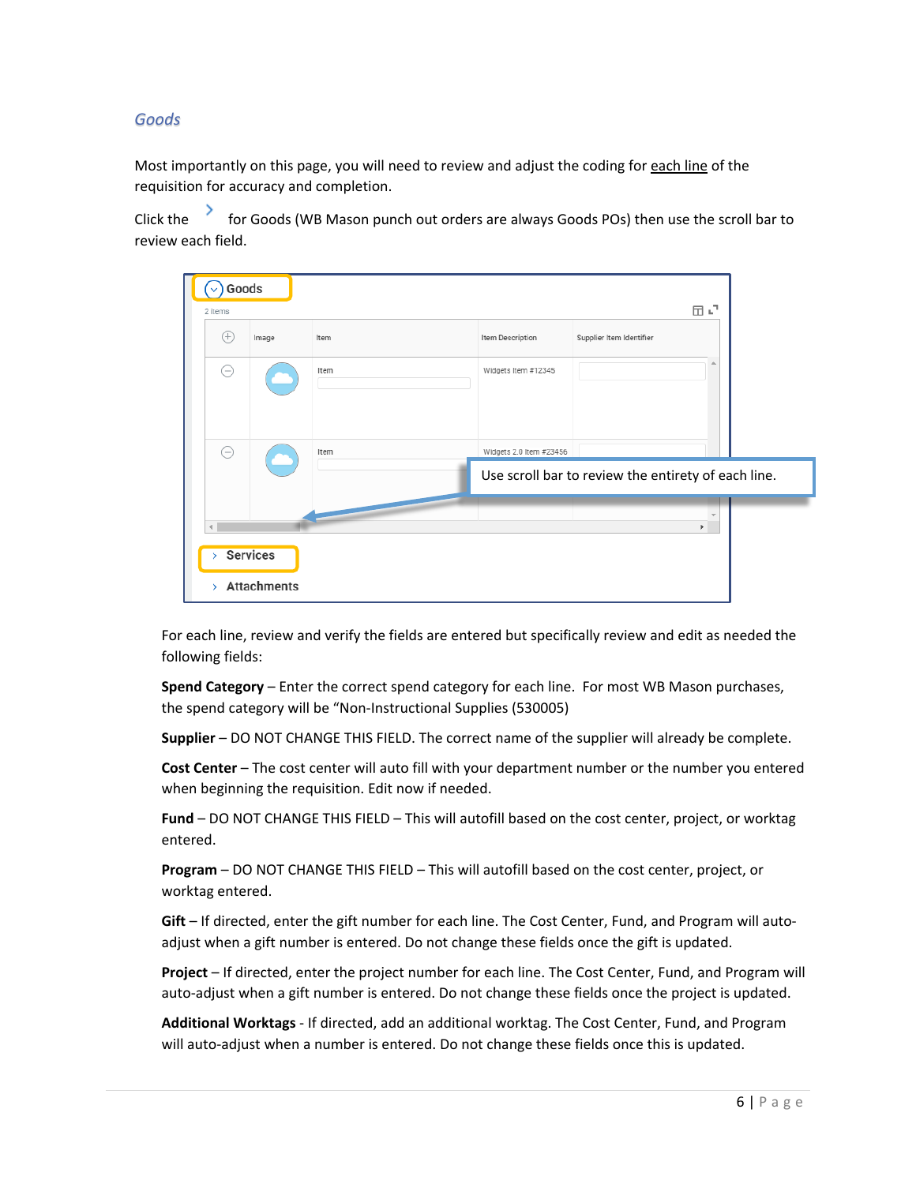### *Goods*

Most importantly on this page, you will need to review and adjust the coding for each line of the requisition for accuracy and completion.

Click the > for Goods (WB Mason punch out orders are always Goods POs) then use the scroll bar to review each field.

For each line, review and verify the fields are entered but specifically review and edit as needed the following fields:

**Spend Category** – Enter the correct spend category for each line. For most WB Mason purchases, the spend category will be "Non-Instructional Supplies (530005)

**Supplier** – DO NOT CHANGE THIS FIELD. The correct name of the supplier will already be complete.

**Cost Center** – The cost center will auto fill with your department number or the number you entered when beginning the requisition. Edit now if needed.

**Fund** – DO NOT CHANGE THIS FIELD – This will autofill based on the cost center, project, or worktag entered.

**Program** – DO NOT CHANGE THIS FIELD – This will autofill based on the cost center, project, or worktag entered.

**Gift** – If directed, enter the gift number for each line. The Cost Center, Fund, and Program will auto-adjust when a gift number is entered. Do not change these fields once the gift is updated.

**Project** – If directed, enter the project number for each line. The Cost Center, Fund, and Program will auto-adjust when a gift number is entered. Do not change these fields once the project is updated.

**Additional Worktags** - If directed, add an additional worktag. The Cost Center, Fund, and Program will auto-adjust when a number is entered. Do not change these fields once this is updated.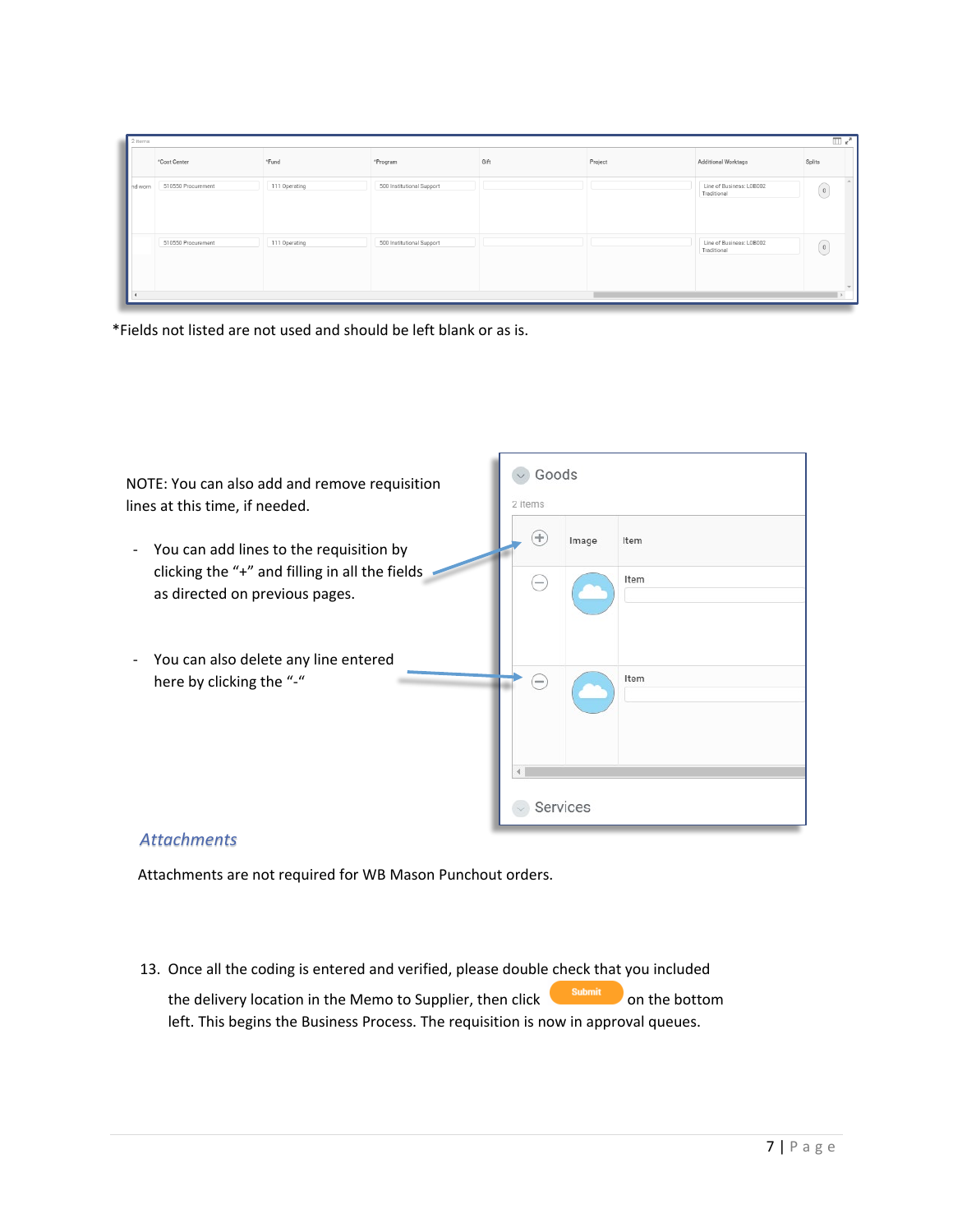*Fields not listed are not used and should be left blank or as is.

NOTE: You can also add and remove requisition lines at this time, if needed.

- You can add lines to the requisition by clicking the “+” and filling in all the fields as directed on previous pages.
- You can also delete any line entered here by clicking the “-“

## *Attachments*

Attachments are not required for WB Mason Punchout orders.

13. Once all the coding is entered and verified, please double check that you included the delivery location in the Memo to Supplier, then click Submit on the bottom left. This begins the Business Process. The requisition is now in approval queues.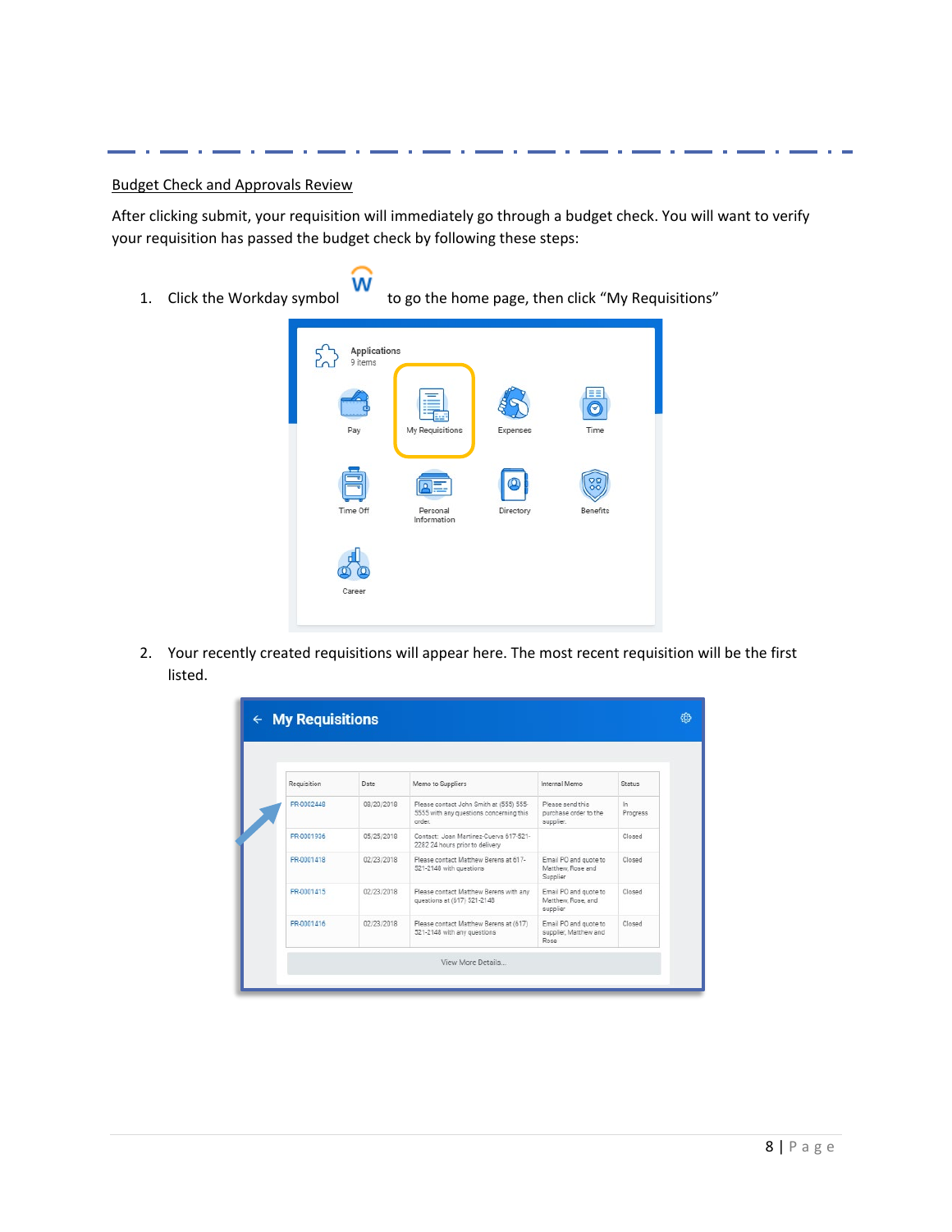Budget Check and Approvals Review

After clicking submit, your requisition will immediately go through a budget check. You will want to verify your requisition has passed the budget check by following these steps:

1. Click the Workday symbol to go the home page, then click "My Requisitions"
2. Your recently created requisitions will appear here. The most recent requisition will be the first listed.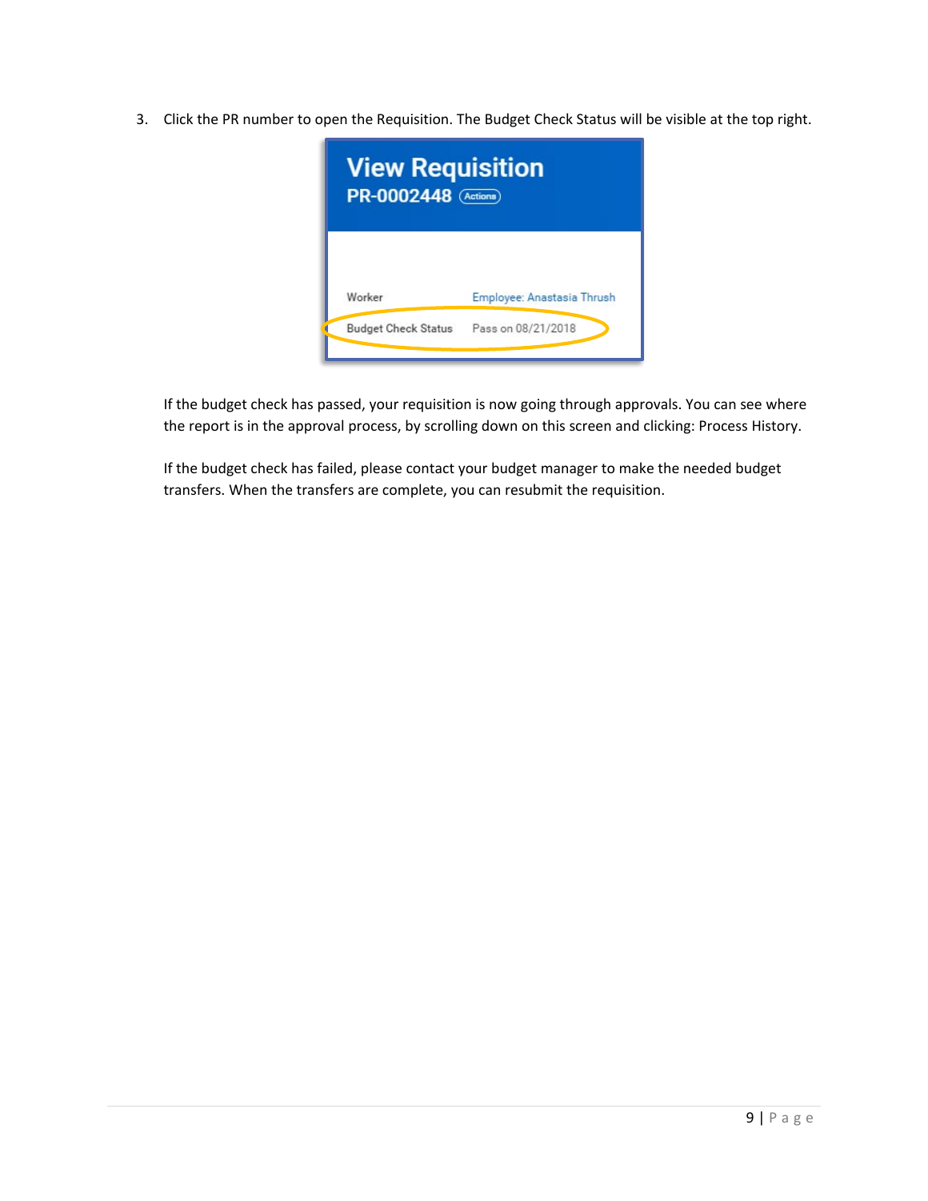3. Click the PR number to open the Requisition. The Budget Check Status will be visible at the top right.

   If the budget check has passed, your requisition is now going through approvals. You can see where the report is in the approval process, by scrolling down on this screen and clicking: Process History.

   If the budget check has failed, please contact your budget manager to make the needed budget transfers. When the transfers are complete, you can resubmit the requisition.